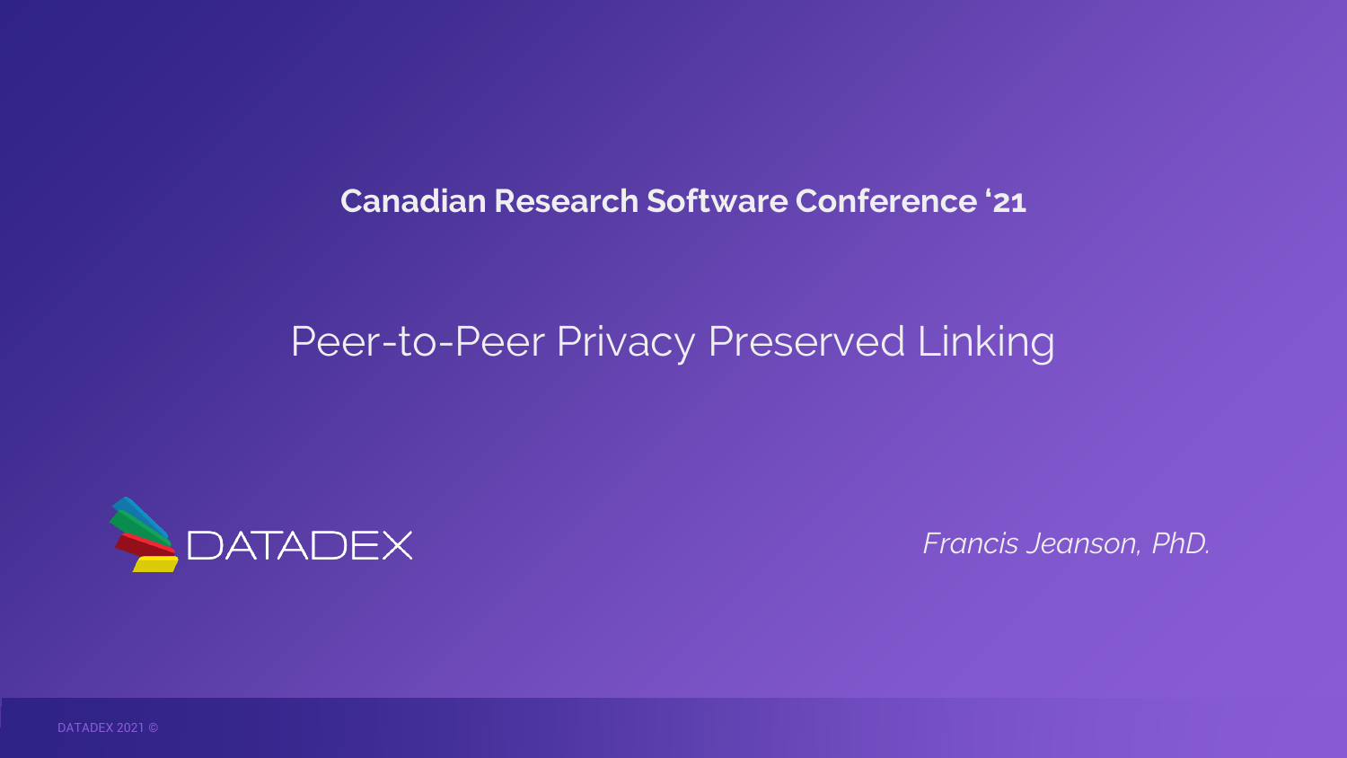**Canadian Research Software Conference '21**

# Peer-to-Peer Privacy Preserved Linking

DATADEX

*Francis Jeanson, PhD.*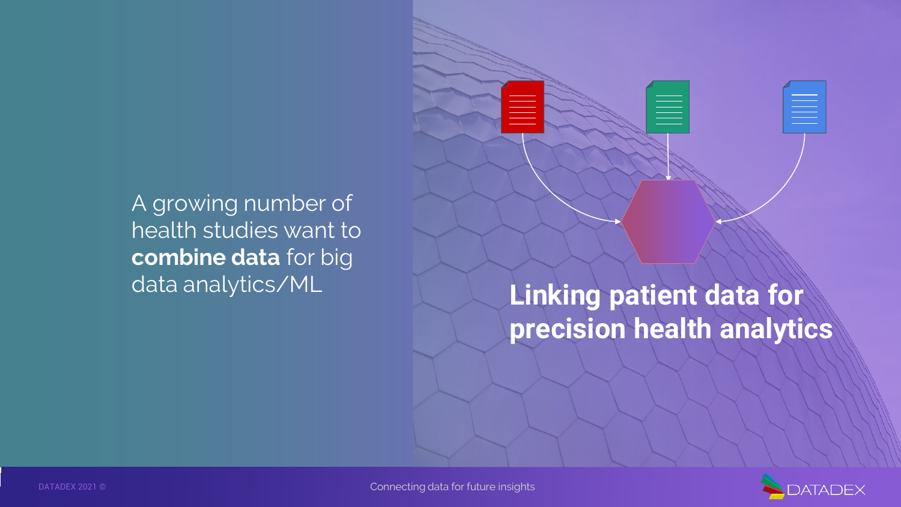A growing number of health studies want to **combine data** for big data analytics/ML

## Linking patient data for precision health analytics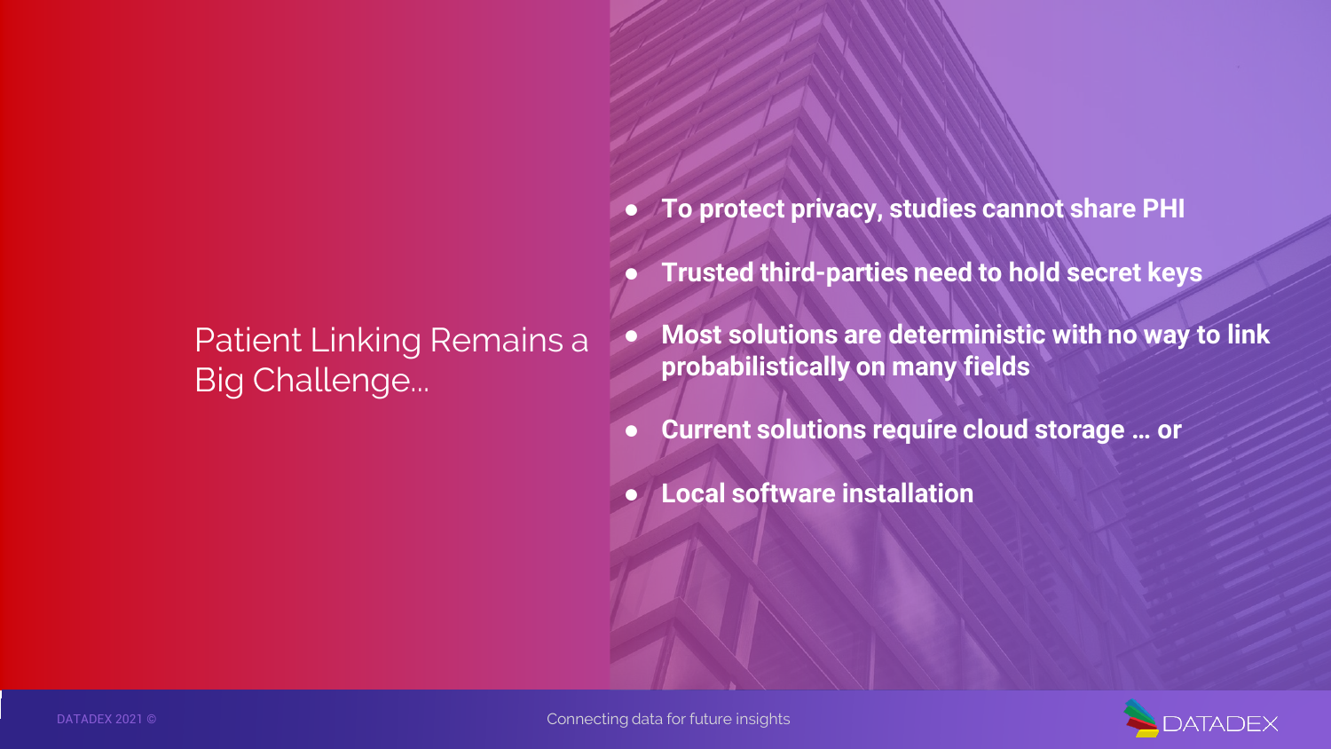# Patient Linking Remains a Big Challenge...

- **To protect privacy, studies cannot share PHI**
- **Trusted third-parties need to hold secret keys**
- **Most solutions are deterministic with no way to link probabilistically on many fields**
- **Current solutions require cloud storage … or**
- **Local software installation**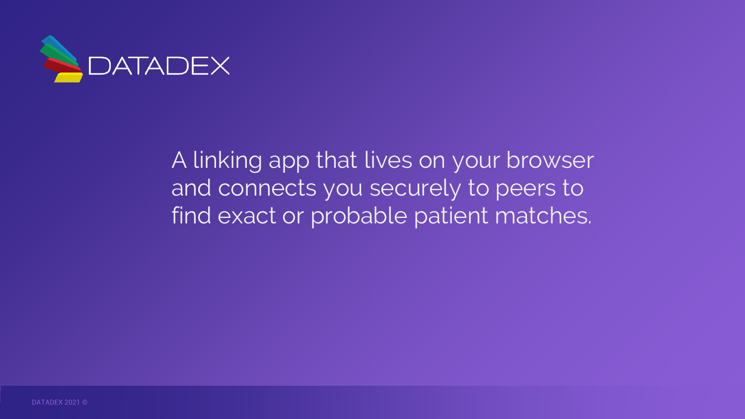DATADEX

A linking app that lives on your browser and connects you securely to peers to find exact or probable patient matches.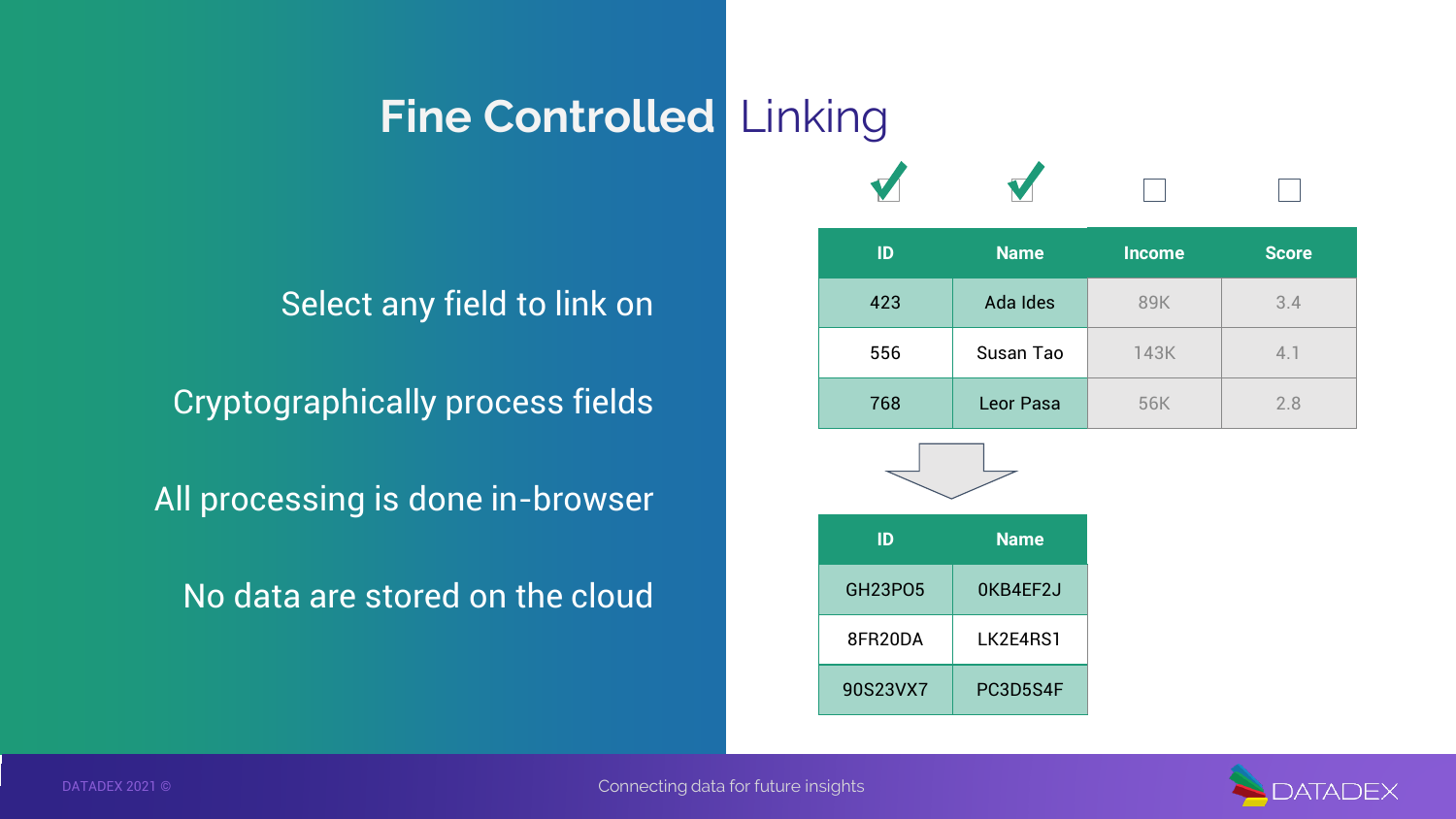# Fine Controlled Linking

Select any field to link on

Cryptographically process fields

All processing is done in-browser

No data are stored on the cloud

| ID ✓ | Name ✓ | Income ☐ | Score ☐ |
|---|---|---|---|
| 423 | Ada Ides | 89K | 3.4 |
| 556 | Susan Tao | 143K | 4.1 |
| 768 | Leor Pasa | 56K | 2.8 |

↓

| ID | Name |
|---|---|
| GH23PO5 | 0KB4EF2J |
| 8FR20DA | LK2E4RS1 |
| 90S23VX7 | PC3D5S4F |

Connecting data for future insights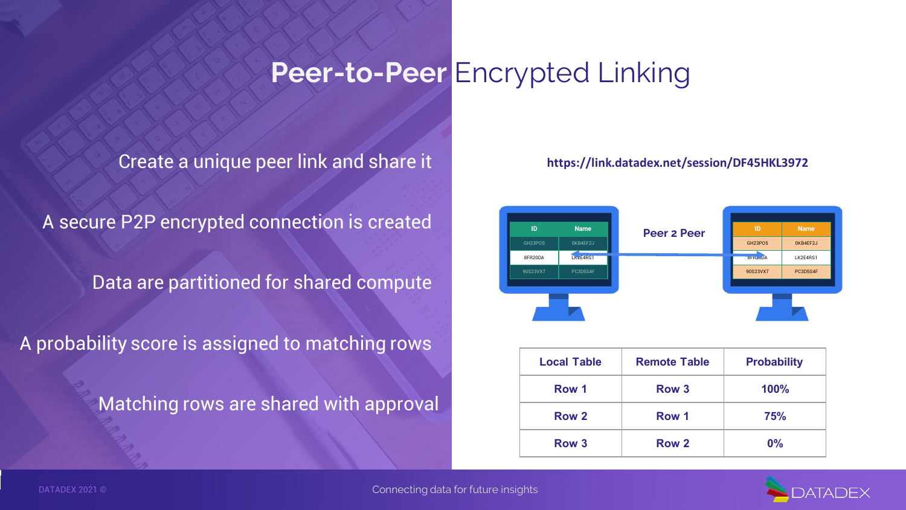# Peer-to-Peer Encrypted Linking

Create a unique peer link and share it

A secure P2P encrypted connection is created

Data are partitioned for shared compute

A probability score is assigned to matching rows

Matching rows are shared with approval

https://link.datadex.net/session/DF45HKL3972

| ID | Name |
| --- | --- |
| GH23PO5 | 0KB4EF2J |
| 8FR20DA | LK2E4RS1 |
| 90S23VX7 | PC3D5S4F |

Peer 2 Peer

| ID | Name |
| --- | --- |
| GH23PO5 | 0KB4EF2J |
| 8FR20DA | LK2E4RS1 |
| 90S23VX7 | PC3D5S4F |

| Local Table | Remote Table | Probability |
| --- | --- | --- |
| Row 1 | Row 3 | 100% |
| Row 2 | Row 1 | 75% |
| Row 3 | Row 2 | 0% |

Connecting data for future insights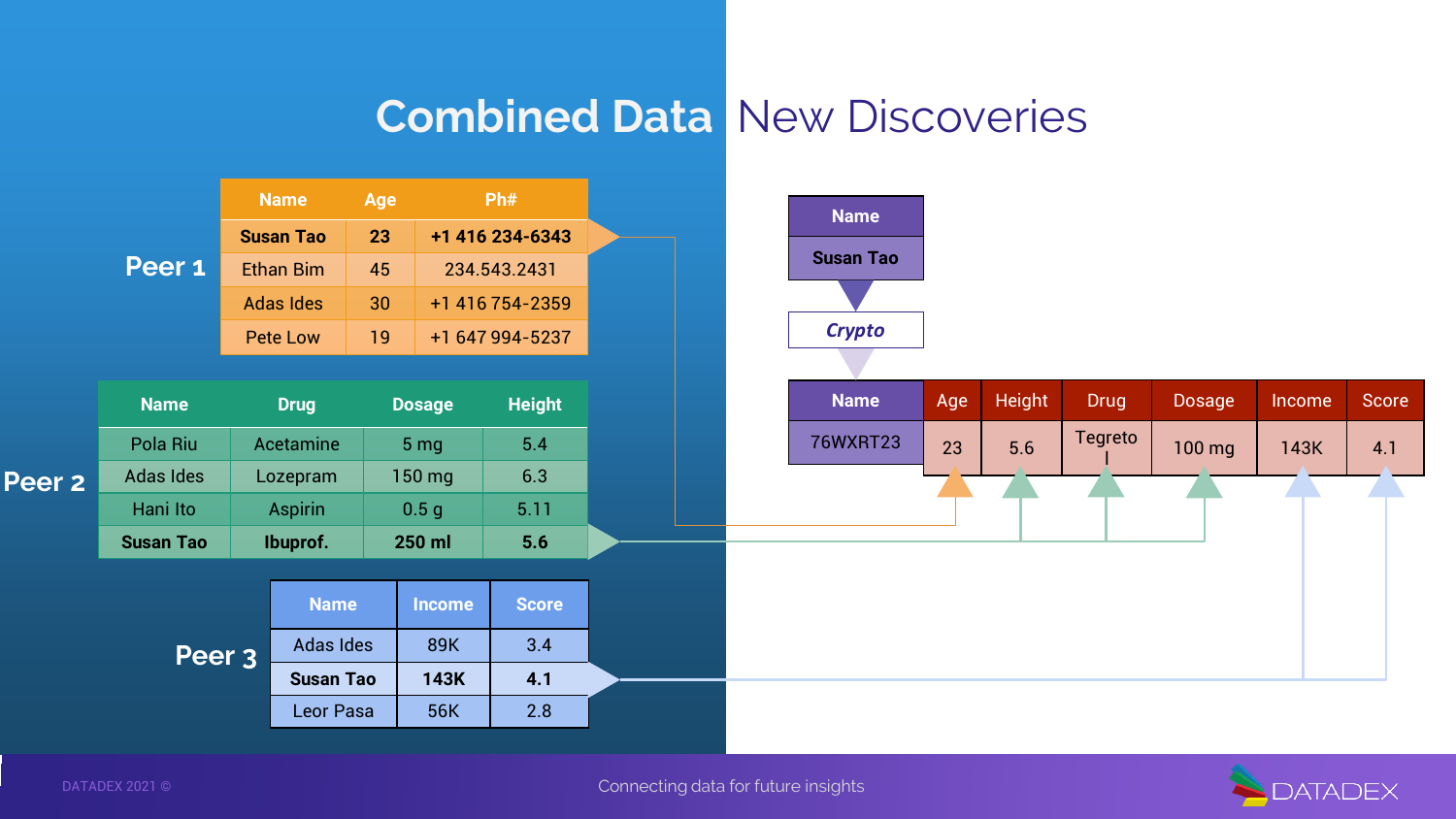# Combined Data

# New Discoveries

**Peer 1**

| Name | Age | Ph# |
|---|---|---|
| **Susan Tao** | **23** | **+1 416 234-6343** |
| Ethan Bim | 45 | 234.543.2431 |
| Adas Ides | 30 | +1 416 754-2359 |
| Pete Low | 19 | +1 647 994-5237 |

**Peer 2**

| Name | Drug | Dosage | Height |
|---|---|---|---|
| Pola Riu | Acetamine | 5 mg | 5.4 |
| Adas Ides | Lozepram | 150 mg | 6.3 |
| Hani Ito | Aspirin | 0.5 g | 5.11 |
| **Susan Tao** | **Ibuprof.** | **250 ml** | **5.6** |

**Peer 3**

| Name | Income | Score |
|---|---|---|
| Adas Ides | 89K | 3.4 |
| **Susan Tao** | **143K** | **4.1** |
| Leor Pasa | 56K | 2.8 |

| Name |
|---|
| Susan Tao |

*Crypto*

| Name | Age | Height | Drug | Dosage | Income | Score |
|---|---|---|---|---|---|---|
| 76WXRT23 | 23 | 5.6 | Tegretol | 100 mg | 143K | 4.1 |

DATADEX 2021 ©

Connecting data for future insights

DATADEX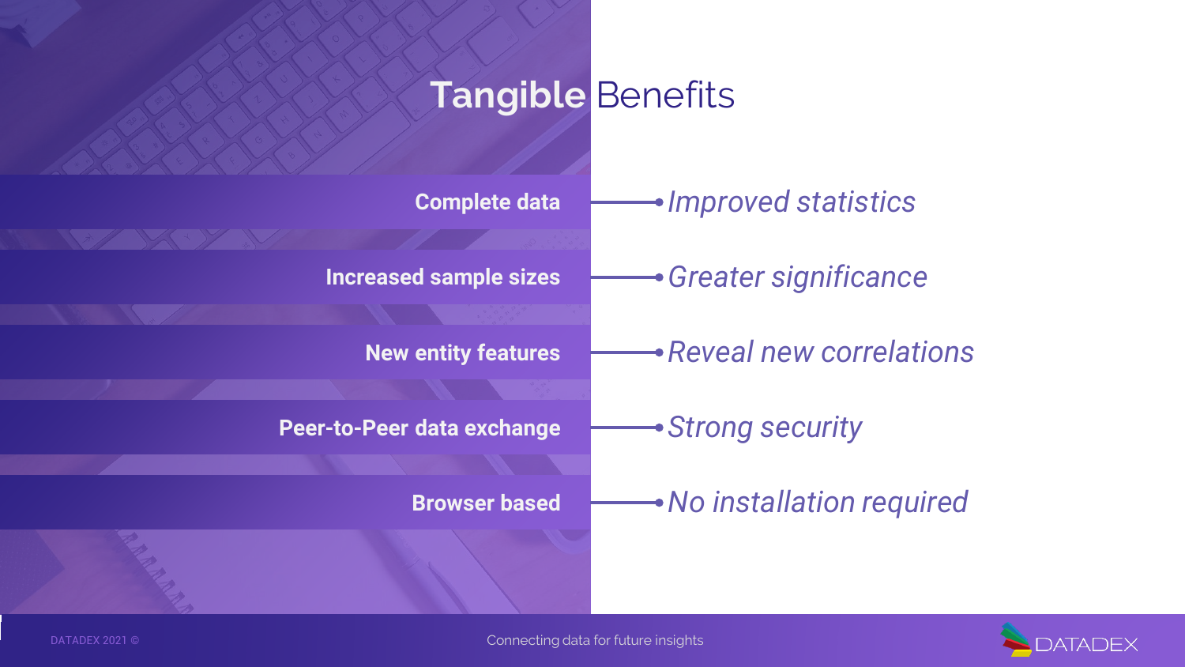# Tangible Benefits

- **Complete data** → *Improved statistics*
- **Increased sample sizes** → *Greater significance*
- **New entity features** → *Reveal new correlations*
- **Peer-to-Peer data exchange** → *Strong security*
- **Browser based** → *No installation required*

Connecting data for future insights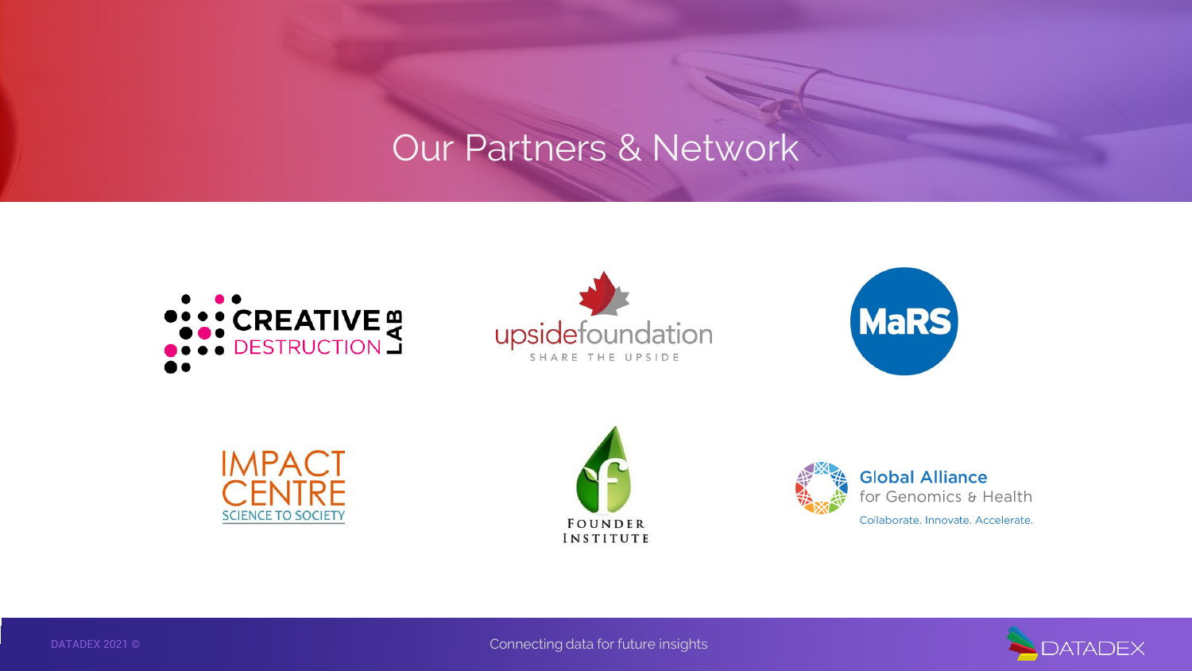# Our Partners & Network

CREATIVE DESTRUCTION LAB

upsidefoundation
SHARE THE UPSIDE

MaRS

IMPACT CENTRE
SCIENCE TO SOCIETY

FOUNDER INSTITUTE

Global Alliance for Genomics & Health
Collaborate. Innovate. Accelerate.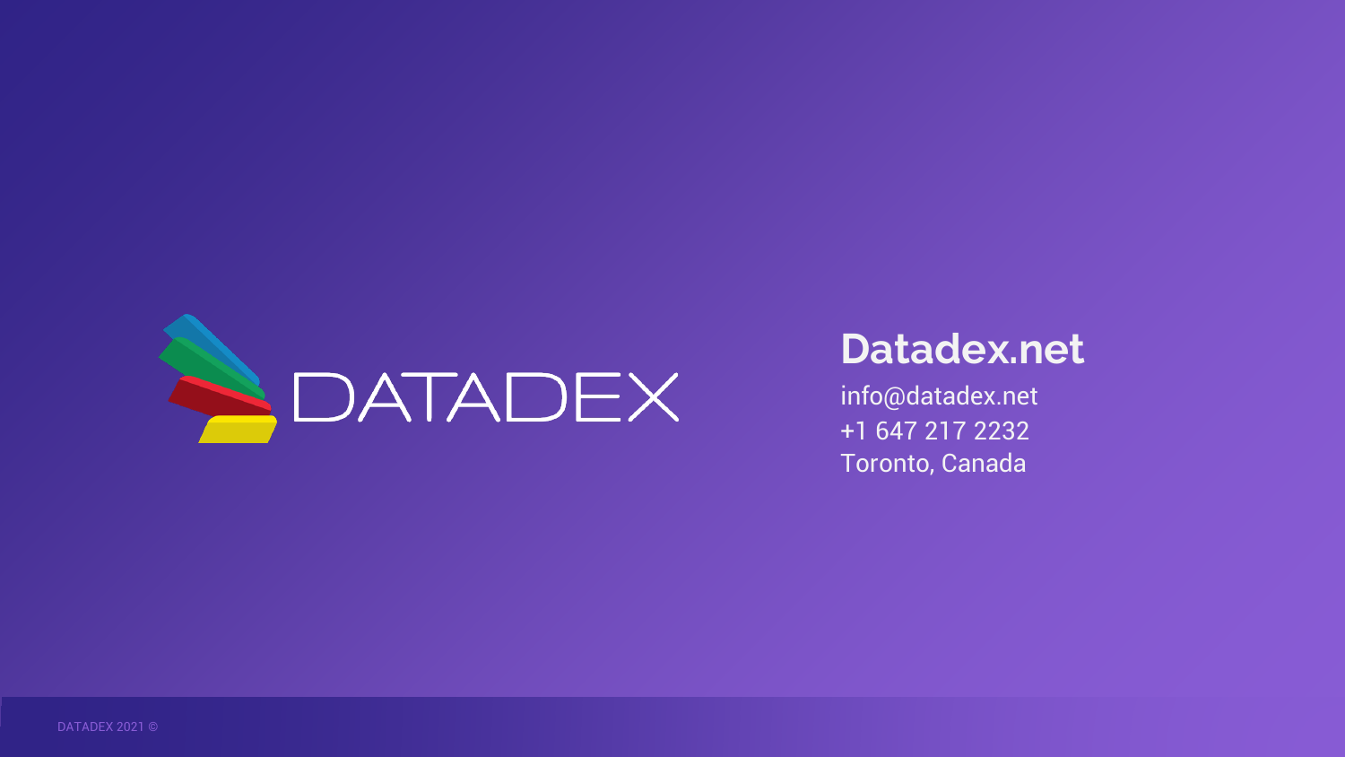DATADEX

## Datadex.net

info@datadex.net
+1 647 217 2232
Toronto, Canada

DATADEX 2021 ©